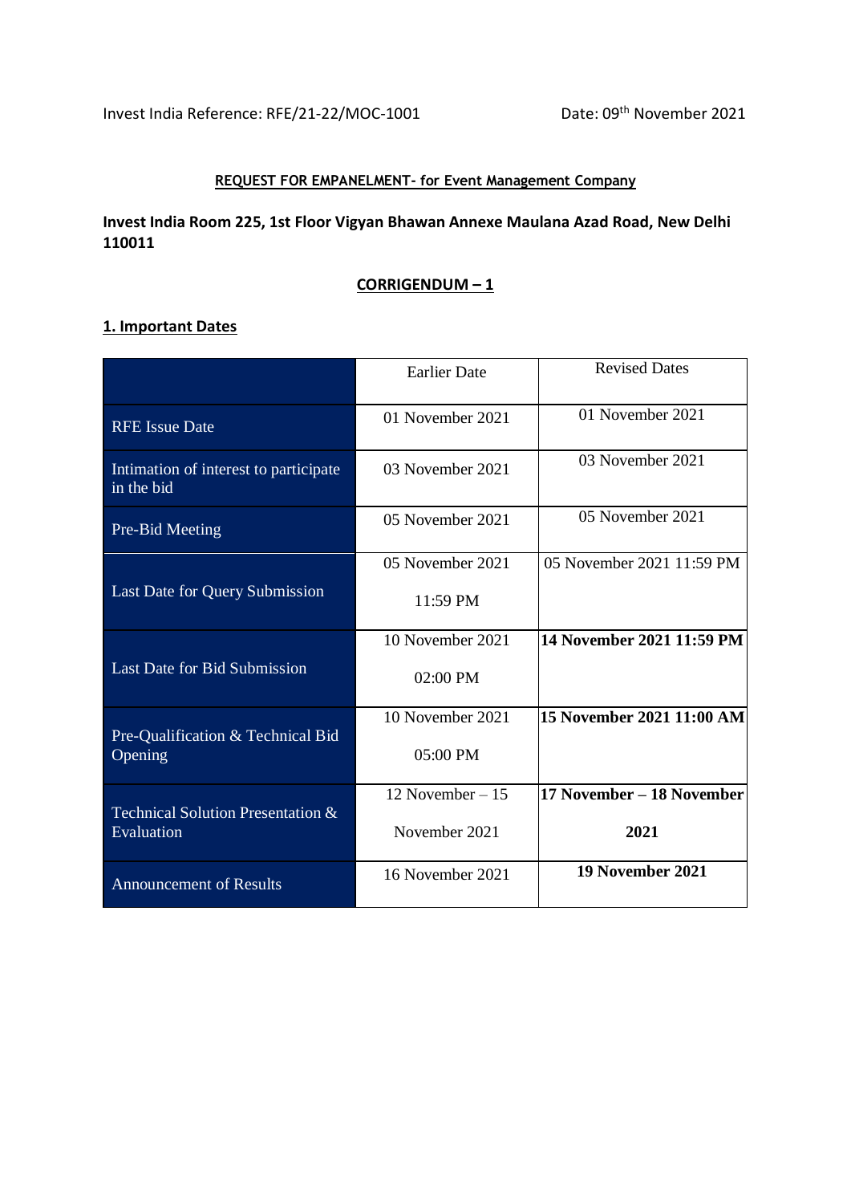Invest India Reference: RFE/21-22/MOC-1001

Date: 09th November 2021

**REQUEST FOR EMPANELMENT- for Event Management Company**

**Invest India Room 225, 1st Floor Vigyan Bhawan Annexe Maulana Azad Road, New Delhi 110011**

**CORRIGENDUM – 1**

## 1. Important Dates

| | Earlier Date | Revised Dates |
|---|---|---|
| RFE Issue Date | 01 November 2021 | 01 November 2021 |
| Intimation of interest to participate in the bid | 03 November 2021 | 03 November 2021 |
| Pre-Bid Meeting | 05 November 2021 | 05 November 2021 |
| Last Date for Query Submission | 05 November 2021 11:59 PM | 05 November 2021 11:59 PM |
| Last Date for Bid Submission | 10 November 2021 02:00 PM | **14 November 2021 11:59 PM** |
| Pre-Qualification & Technical Bid Opening | 10 November 2021 05:00 PM | **15 November 2021 11:00 AM** |
| Technical Solution Presentation & Evaluation | 12 November – 15 November 2021 | **17 November – 18 November 2021** |
| Announcement of Results | 16 November 2021 | **19 November 2021** |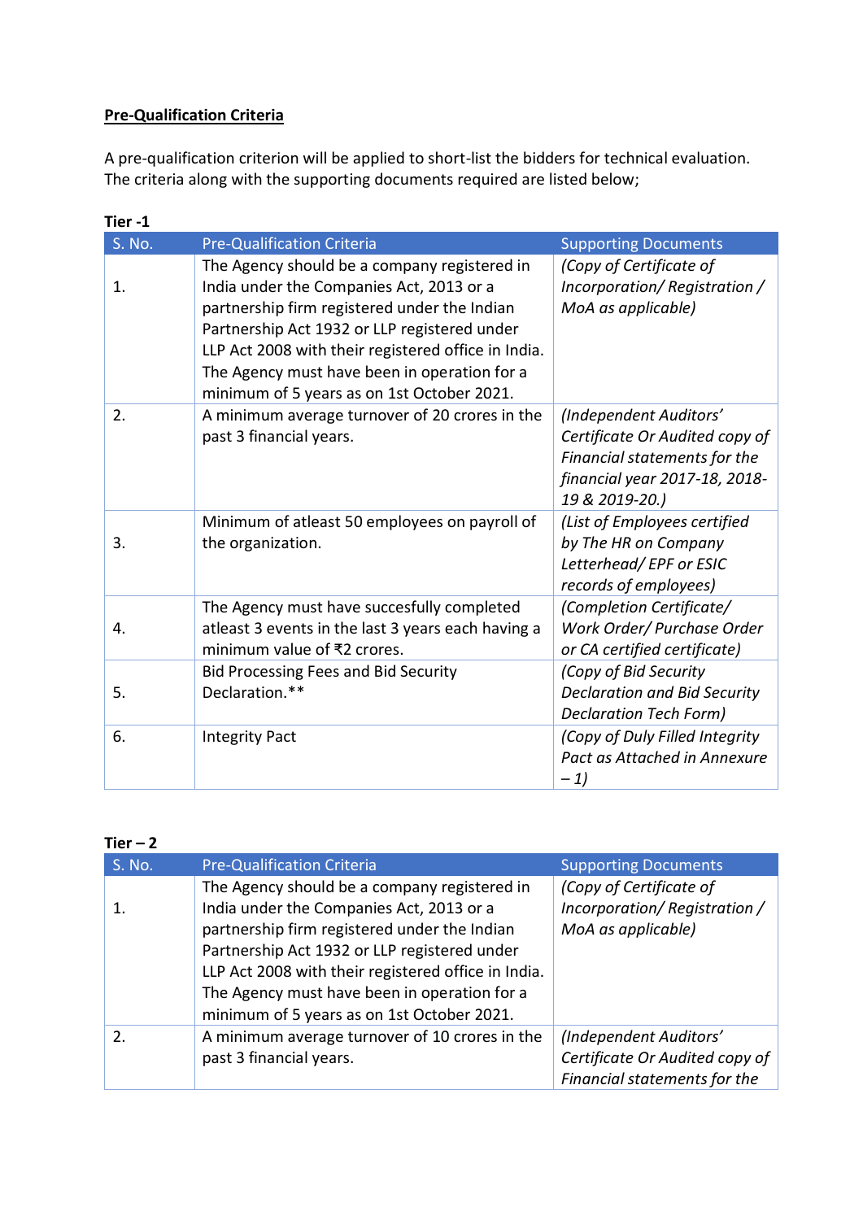**Pre-Qualification Criteria**

A pre-qualification criterion will be applied to short-list the bidders for technical evaluation. The criteria along with the supporting documents required are listed below;

**Tier -1**

| S. No. | Pre-Qualification Criteria | Supporting Documents |
|---|---|---|
| 1. | The Agency should be a company registered in India under the Companies Act, 2013 or a partnership firm registered under the Indian Partnership Act 1932 or LLP registered under LLP Act 2008 with their registered office in India. The Agency must have been in operation for a minimum of 5 years as on 1st October 2021. | *(Copy of Certificate of Incorporation/ Registration / MoA as applicable)* |
| 2. | A minimum average turnover of 20 crores in the past 3 financial years. | *(Independent Auditors' Certificate Or Audited copy of Financial statements for the financial year 2017-18, 2018-19 & 2019-20.)* |
| 3. | Minimum of atleast 50 employees on payroll of the organization. | *(List of Employees certified by The HR on Company Letterhead/ EPF or ESIC records of employees)* |
| 4. | The Agency must have succesfully completed atleast 3 events in the last 3 years each having a minimum value of ₹2 crores. | *(Completion Certificate/ Work Order/ Purchase Order or CA certified certificate)* |
| 5. | Bid Processing Fees and Bid Security Declaration.** | *(Copy of Bid Security Declaration and Bid Security Declaration Tech Form)* |
| 6. | Integrity Pact | *(Copy of Duly Filled Integrity Pact as Attached in Annexure – 1)* |

**Tier – 2**

| S. No. | Pre-Qualification Criteria | Supporting Documents |
|---|---|---|
| 1. | The Agency should be a company registered in India under the Companies Act, 2013 or a partnership firm registered under the Indian Partnership Act 1932 or LLP registered under LLP Act 2008 with their registered office in India. The Agency must have been in operation for a minimum of 5 years as on 1st October 2021. | *(Copy of Certificate of Incorporation/ Registration / MoA as applicable)* |
| 2. | A minimum average turnover of 10 crores in the past 3 financial years. | *(Independent Auditors' Certificate Or Audited copy of Financial statements for the* |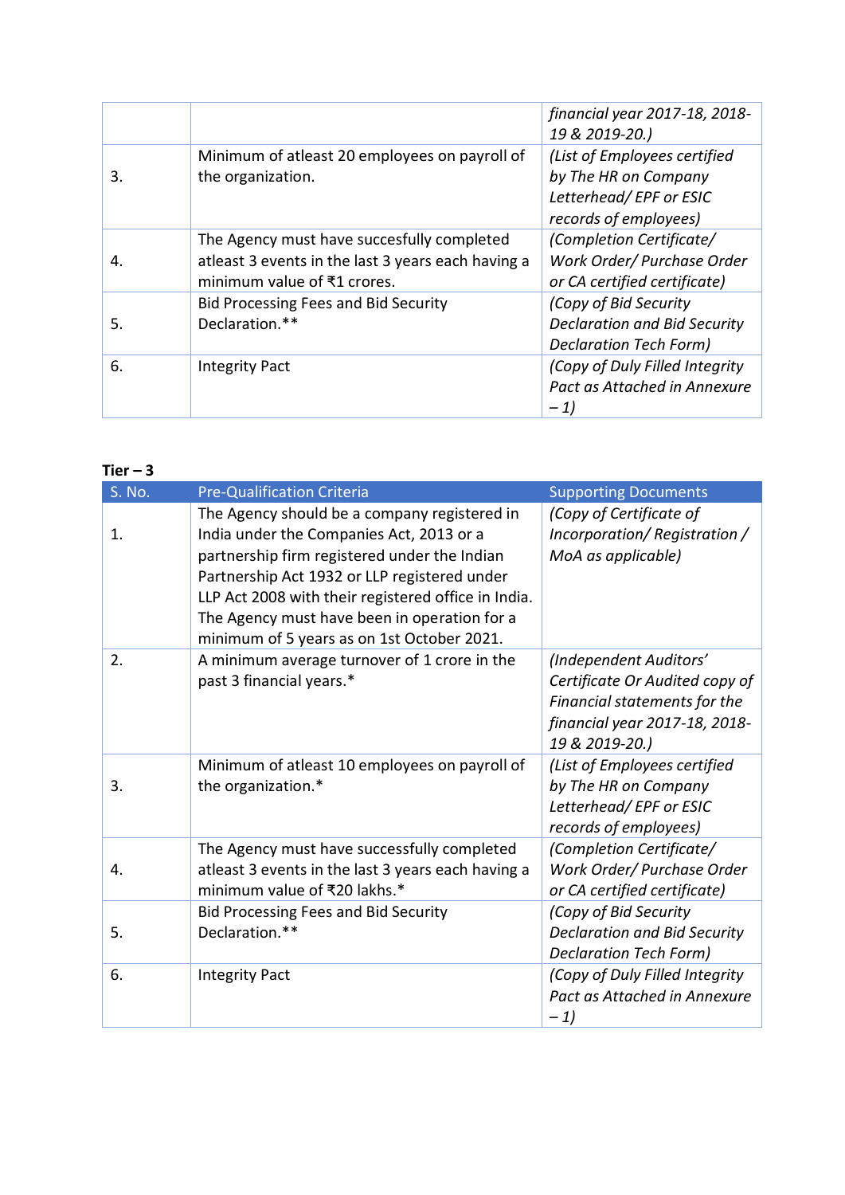| | | |
|---|---|---|
| | | *financial year 2017-18, 2018-19 & 2019-20.)* |
| 3. | Minimum of atleast 20 employees on payroll of the organization. | *(List of Employees certified by The HR on Company Letterhead/ EPF or ESIC records of employees)* |
| 4. | The Agency must have succesfully completed atleast 3 events in the last 3 years each having a minimum value of ₹1 crores. | *(Completion Certificate/ Work Order/ Purchase Order or CA certified certificate)* |
| 5. | Bid Processing Fees and Bid Security Declaration.** | *(Copy of Bid Security Declaration and Bid Security Declaration Tech Form)* |
| 6. | Integrity Pact | *(Copy of Duly Filled Integrity Pact as Attached in Annexure – 1)* |

**Tier – 3**

| S. No. | Pre-Qualification Criteria | Supporting Documents |
|---|---|---|
| 1. | The Agency should be a company registered in India under the Companies Act, 2013 or a partnership firm registered under the Indian Partnership Act 1932 or LLP registered under LLP Act 2008 with their registered office in India. The Agency must have been in operation for a minimum of 5 years as on 1st October 2021. | *(Copy of Certificate of Incorporation/ Registration / MoA as applicable)* |
| 2. | A minimum average turnover of 1 crore in the past 3 financial years.* | *(Independent Auditors' Certificate Or Audited copy of Financial statements for the financial year 2017-18, 2018-19 & 2019-20.)* |
| 3. | Minimum of atleast 10 employees on payroll of the organization.* | *(List of Employees certified by The HR on Company Letterhead/ EPF or ESIC records of employees)* |
| 4. | The Agency must have successfully completed atleast 3 events in the last 3 years each having a minimum value of ₹20 lakhs.* | *(Completion Certificate/ Work Order/ Purchase Order or CA certified certificate)* |
| 5. | Bid Processing Fees and Bid Security Declaration.** | *(Copy of Bid Security Declaration and Bid Security Declaration Tech Form)* |
| 6. | Integrity Pact | *(Copy of Duly Filled Integrity Pact as Attached in Annexure – 1)* |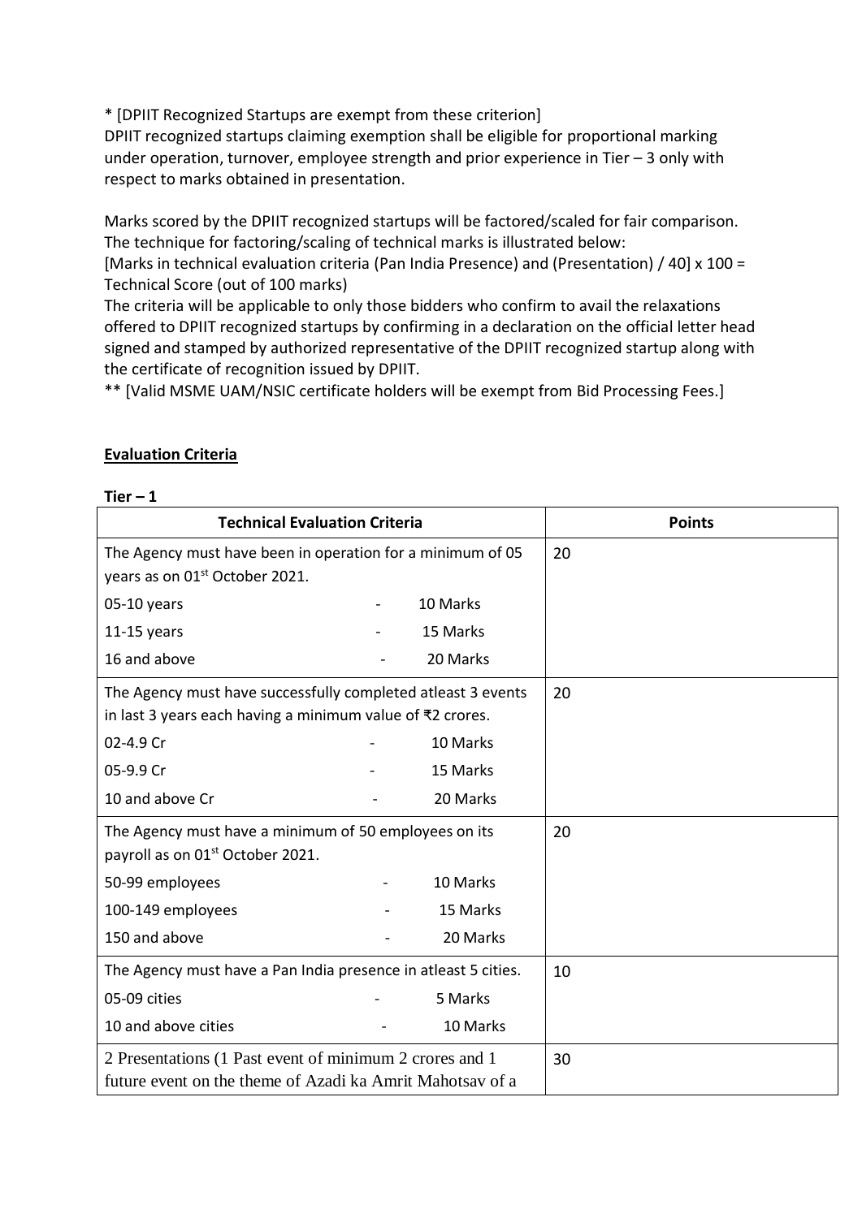* [DPIIT Recognized Startups are exempt from these criterion]
DPIIT recognized startups claiming exemption shall be eligible for proportional marking under operation, turnover, employee strength and prior experience in Tier – 3 only with respect to marks obtained in presentation.

Marks scored by the DPIIT recognized startups will be factored/scaled for fair comparison. The technique for factoring/scaling of technical marks is illustrated below:
[Marks in technical evaluation criteria (Pan India Presence) and (Presentation) / 40] x 100 = Technical Score (out of 100 marks)
The criteria will be applicable to only those bidders who confirm to avail the relaxations offered to DPIIT recognized startups by confirming in a declaration on the official letter head signed and stamped by authorized representative of the DPIIT recognized startup along with the certificate of recognition issued by DPIIT.
** [Valid MSME UAM/NSIC certificate holders will be exempt from Bid Processing Fees.]

**Evaluation Criteria**

**Tier – 1**

| Technical Evaluation Criteria | Points |
|---|---|
| The Agency must have been in operation for a minimum of 05 years as on 01st October 2021.<br>05-10 years - 10 Marks<br>11-15 years - 15 Marks<br>16 and above - 20 Marks | 20 |
| The Agency must have successfully completed atleast 3 events in last 3 years each having a minimum value of ₹2 crores.<br>02-4.9 Cr - 10 Marks<br>05-9.9 Cr - 15 Marks<br>10 and above Cr - 20 Marks | 20 |
| The Agency must have a minimum of 50 employees on its payroll as on 01st October 2021.<br>50-99 employees - 10 Marks<br>100-149 employees - 15 Marks<br>150 and above - 20 Marks | 20 |
| The Agency must have a Pan India presence in atleast 5 cities.<br>05-09 cities - 5 Marks<br>10 and above cities - 10 Marks | 10 |
| 2 Presentations (1 Past event of minimum 2 crores and 1 future event on the theme of Azadi ka Amrit Mahotsav of a | 30 |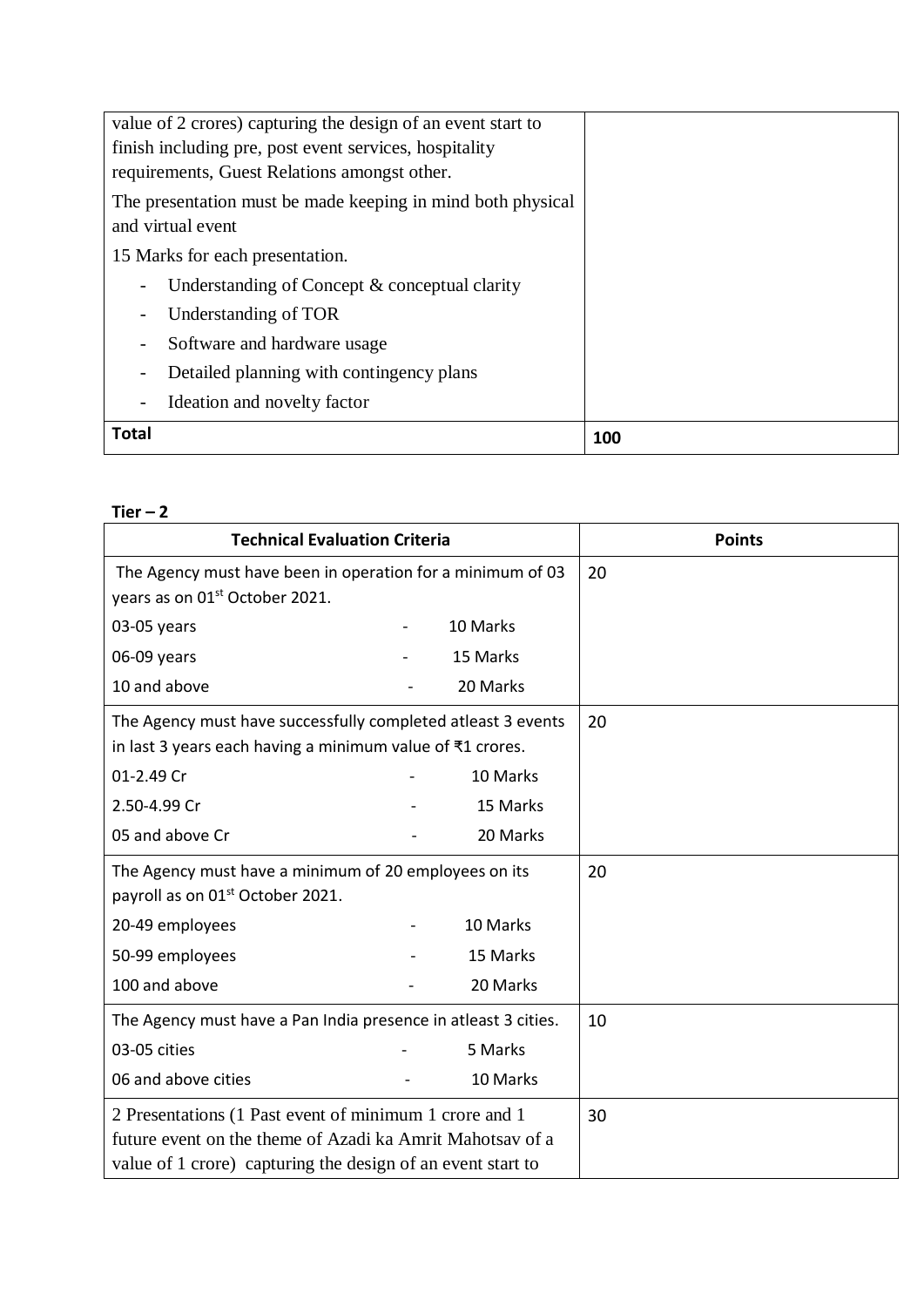| | |
|---|---|
| value of 2 crores) capturing the design of an event start to finish including pre, post event services, hospitality requirements, Guest Relations amongst other.<br><br>The presentation must be made keeping in mind both physical and virtual event<br><br>15 Marks for each presentation.<br><br>- Understanding of Concept & conceptual clarity<br>- Understanding of TOR<br>- Software and hardware usage<br>- Detailed planning with contingency plans<br>- Ideation and novelty factor | |
| **Total** | **100** |

**Tier – 2**

| Technical Evaluation Criteria | Points |
|---|---|
| The Agency must have been in operation for a minimum of 03 years as on 01st October 2021.<br><br>03-05 years - 10 Marks<br>06-09 years - 15 Marks<br>10 and above - 20 Marks | 20 |
| The Agency must have successfully completed atleast 3 events in last 3 years each having a minimum value of ₹1 crores.<br><br>01-2.49 Cr - 10 Marks<br>2.50-4.99 Cr - 15 Marks<br>05 and above Cr - 20 Marks | 20 |
| The Agency must have a minimum of 20 employees on its payroll as on 01st October 2021.<br><br>20-49 employees - 10 Marks<br>50-99 employees - 15 Marks<br>100 and above - 20 Marks | 20 |
| The Agency must have a Pan India presence in atleast 3 cities.<br><br>03-05 cities - 5 Marks<br>06 and above cities - 10 Marks | 10 |
| 2 Presentations (1 Past event of minimum 1 crore and 1 future event on the theme of Azadi ka Amrit Mahotsav of a value of 1 crore) capturing the design of an event start to | 30 |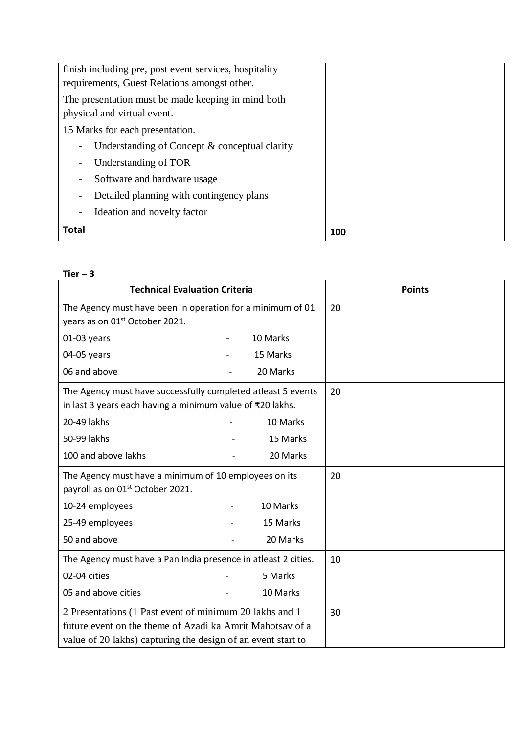| | |
|---|---|
| finish including pre, post event services, hospitality requirements, Guest Relations amongst other.<br><br>The presentation must be made keeping in mind both physical and virtual event.<br><br>15 Marks for each presentation.<br><br>- Understanding of Concept & conceptual clarity<br>- Understanding of TOR<br>- Software and hardware usage<br>- Detailed planning with contingency plans<br>- Ideation and novelty factor | |
| **Total** | **100** |

**Tier – 3**

| Technical Evaluation Criteria | Points |
|---|---|
| The Agency must have been in operation for a minimum of 01 years as on 01st October 2021.<br><br>01-03 years - 10 Marks<br>04-05 years - 15 Marks<br>06 and above - 20 Marks | 20 |
| The Agency must have successfully completed atleast 5 events in last 3 years each having a minimum value of ₹20 lakhs.<br><br>20-49 lakhs - 10 Marks<br>50-99 lakhs - 15 Marks<br>100 and above lakhs - 20 Marks | 20 |
| The Agency must have a minimum of 10 employees on its payroll as on 01st October 2021.<br><br>10-24 employees - 10 Marks<br>25-49 employees - 15 Marks<br>50 and above - 20 Marks | 20 |
| The Agency must have a Pan India presence in atleast 2 cities.<br><br>02-04 cities - 5 Marks<br>05 and above cities - 10 Marks | 10 |
| 2 Presentations (1 Past event of minimum 20 lakhs and 1 future event on the theme of Azadi ka Amrit Mahotsav of a value of 20 lakhs) capturing the design of an event start to | 30 |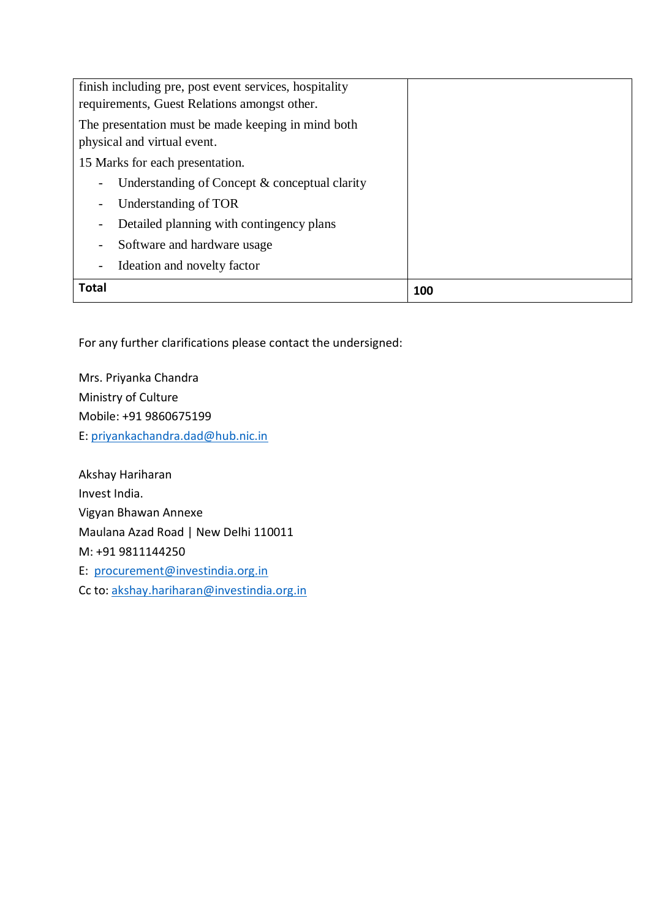| | |
|---|---|
| finish including pre, post event services, hospitality requirements, Guest Relations amongst other.<br>The presentation must be made keeping in mind both physical and virtual event.<br>15 Marks for each presentation.<br>- Understanding of Concept & conceptual clarity<br>- Understanding of TOR<br>- Detailed planning with contingency plans<br>- Software and hardware usage<br>- Ideation and novelty factor | |
| **Total** | **100** |

For any further clarifications please contact the undersigned:

Mrs. Priyanka Chandra
Ministry of Culture
Mobile: +91 9860675199
E: priyankachandra.dad@hub.nic.in

Akshay Hariharan
Invest India.
Vigyan Bhawan Annexe
Maulana Azad Road | New Delhi 110011
M: +91 9811144250
E: procurement@investindia.org.in
Cc to: akshay.hariharan@investindia.org.in